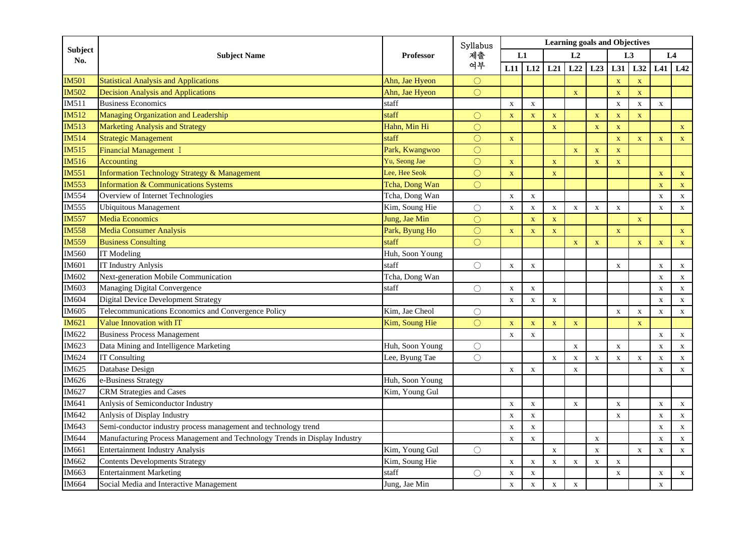| Subject No. | Subject Name | Professor | Syllabus 제출 여부 | Learning goals and Objectives | | | | | | | | |
|---|---|---|---|---|---|---|---|---|---|---|---|---|
| | | | | L1 | | L2 | | | L3 | | L4 | |
| | | | | L11 | L12 | L21 | L22 | L23 | L31 | L32 | L41 | L42 |
| IM501 | Statistical Analysis and Applications | Ahn, Jae Hyeon | ○ | | | | | | x | x | | |
| IM502 | Decision Analysis and Applications | Ahn, Jae Hyeon | ○ | | | | x | | x | x | | |
| IM511 | Business Economics | staff | | x | x | | | | x | x | x | |
| IM512 | Managing Organization and Leadership | staff | ○ | x | x | x | | x | x | x | | |
| IM513 | Marketing Analysis and Strategy | Hahn, Min Hi | ○ | | | x | | x | x | | | x |
| IM514 | Strategic Management | staff | ○ | x | | | | | x | x | x | x |
| IM515 | Financial Management Ⅰ | Park, Kwangwoo | ○ | | | | x | x | x | | | |
| IM516 | Accounting | Yu, Seong Jae | ○ | x | | x | | x | x | | | |
| IM551 | Information Technology Strategy & Management | Lee, Hee Seok | ○ | x | | x | | | | | x | x |
| IM553 | Information & Communications Systems | Tcha, Dong Wan | ○ | | | | | | | | x | x |
| IM554 | Overview of Internet Technologies | Tcha, Dong Wan | | x | x | | | | | | x | x |
| IM555 | Ubiquitous Management | Kim, Soung Hie | ○ | x | x | x | x | x | x | | x | x |
| IM557 | Media Economics | Jung, Jae Min | ○ | | x | x | | | | x | | |
| IM558 | Media Consumer Analysis | Park, Byung Ho | ○ | x | x | x | | | x | | | x |
| IM559 | Business Consulting | staff | ○ | | | | x | x | | x | x | x |
| IM560 | IT Modeling | Huh, Soon Young | | | | | | | | | | |
| IM601 | IT Industry Anlysis | staff | ○ | x | x | | | | x | | x | x |
| IM602 | Next-generation Mobile Communication | Tcha, Dong Wan | | | | | | | | | x | x |
| IM603 | Managing Digital Convergence | staff | ○ | x | x | | | | | | x | x |
| IM604 | Digital Device Development Strategy | | | x | x | x | | | | | x | x |
| IM605 | Telecommunications Economics and Convergence Policy | Kim, Jae Cheol | ○ | | | | | | x | x | x | x |
| IM621 | Value Innovation with IT | Kim, Soung Hie | ○ | x | x | x | x | | | x | | |
| IM622 | Business Process Management | | | x | x | | | | | | x | x |
| IM623 | Data Mining and Intelligence Marketing | Huh, Soon Young | ○ | | | | x | | x | | x | x |
| IM624 | IT Consulting | Lee, Byung Tae | ○ | | | x | x | x | x | x | x | x |
| IM625 | Database Design | | | x | x | | x | | | | x | x |
| IM626 | e-Business Strategy | Huh, Soon Young | | | | | | | | | | |
| IM627 | CRM Strategies and Cases | Kim, Young Gul | | | | | | | | | | |
| IM641 | Anlysis of Semiconductor Industry | | | x | x | | x | | x | | x | x |
| IM642 | Anlysis of Display Industry | | | x | x | | | | x | | x | x |
| IM643 | Semi-conductor industry process management and technology trend | | | x | x | | | | | | x | x |
| IM644 | Manufacturing Process Management and Technology Trends in Display Industry | | | x | x | | | x | | | x | x |
| IM661 | Entertainment Industry Analysis | Kim, Young Gul | ○ | | | x | | x | | x | x | x |
| IM662 | Contents Developments Strategy | Kim, Soung Hie | | x | x | x | x | x | x | | | |
| IM663 | Entertainment Marketing | staff | ○ | x | x | | | | x | | x | x |
| IM664 | Social Media and Interactive Management | Jung, Jae Min | | x | x | x | x | | | | x | |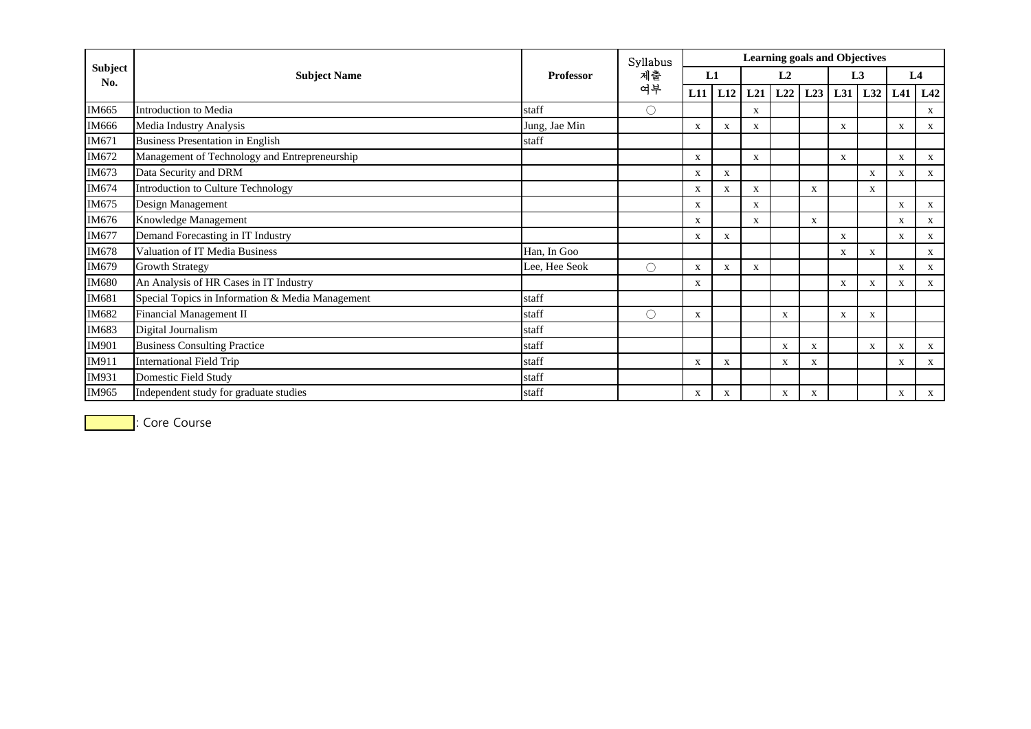| Subject No. | Subject Name | Professor | Syllabus 제출 여부 | Learning goals and Objectives | | | | | | | | |
|---|---|---|---|---|---|---|---|---|---|---|---|---|
| | | | | L1 | | L2 | | | L3 | | L4 | |
| | | | | L11 | L12 | L21 | L22 | L23 | L31 | L32 | L41 | L42 |
| IM665 | Introduction to Media | staff | ○ | | | x | | | | | | x |
| IM666 | Media Industry Analysis | Jung, Jae Min | | x | x | x | | | x | | x | x |
| IM671 | Business Presentation in English | staff | | | | | | | | | | |
| IM672 | Management of Technology and Entrepreneurship | | | x | | x | | | x | | x | x |
| IM673 | Data Security and DRM | | | x | x | | | | | x | x | x |
| IM674 | Introduction to Culture Technology | | | x | x | x | | x | | x | | |
| IM675 | Design Management | | | x | | x | | | | | x | x |
| IM676 | Knowledge Management | | | x | | x | | x | | | x | x |
| IM677 | Demand Forecasting in IT Industry | | | x | x | | | | x | | x | x |
| IM678 | Valuation of IT Media Business | Han, In Goo | | | | | | | x | x | | x |
| IM679 | Growth Strategy | Lee, Hee Seok | ○ | x | x | x | | | | | x | x |
| IM680 | An Analysis of HR Cases in IT Industry | | | x | | | | | x | x | x | x |
| IM681 | Special Topics in Information & Media Management | staff | | | | | | | | | | |
| IM682 | Financial Management II | staff | ○ | x | | | x | | x | x | | |
| IM683 | Digital Journalism | staff | | | | | | | | | | |
| IM901 | Business Consulting Practice | staff | | | | | x | x | | x | x | x |
| IM911 | International Field Trip | staff | | x | x | | x | x | | | x | x |
| IM931 | Domestic Field Study | staff | | | | | | | | | | |
| IM965 | Independent study for graduate studies | staff | | x | x | | x | x | | | x | x |

: Core Course